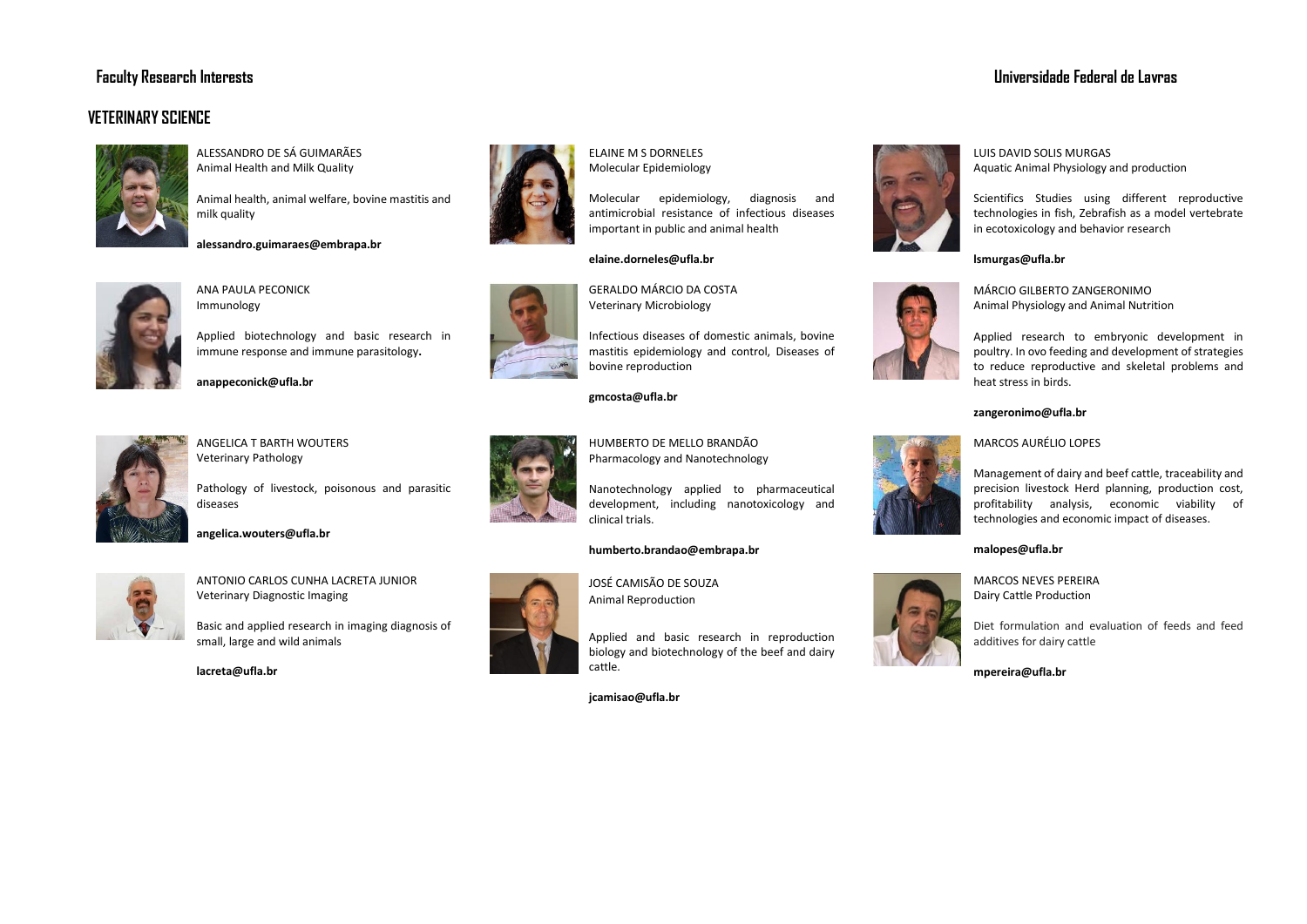Faculty Research Interests

Universidade Federal de Lavras

## VETERINARY SCIENCE

ALESSANDRO DE SÁ GUIMARÃES
Animal Health and Milk Quality

Animal health, animal welfare, bovine mastitis and milk quality

**alessandro.guimaraes@embrapa.br**

ANA PAULA PECONICK
Immunology

Applied biotechnology and basic research in immune response and immune parasitology**.**

**anappeconick@ufla.br**

ANGELICA T BARTH WOUTERS
Veterinary Pathology

Pathology of livestock, poisonous and parasitic diseases

**angelica.wouters@ufla.br**

ANTONIO CARLOS CUNHA LACRETA JUNIOR
Veterinary Diagnostic Imaging

Basic and applied research in imaging diagnosis of small, large and wild animals

**lacreta@ufla.br**

ELAINE M S DORNELES
Molecular Epidemiology

Molecular epidemiology, diagnosis and antimicrobial resistance of infectious diseases important in public and animal health

**elaine.dorneles@ufla.br**

GERALDO MÁRCIO DA COSTA
Veterinary Microbiology

Infectious diseases of domestic animals, bovine mastitis epidemiology and control, Diseases of bovine reproduction

**gmcosta@ufla.br**

HUMBERTO DE MELLO BRANDÃO
Pharmacology and Nanotechnology

Nanotechnology applied to pharmaceutical development, including nanotoxicology and clinical trials.

**humberto.brandao@embrapa.br**

JOSÉ CAMISÃO DE SOUZA
Animal Reproduction

Applied and basic research in reproduction biology and biotechnology of the beef and dairy cattle.

**jcamisao@ufla.br**

LUIS DAVID SOLIS MURGAS
Aquatic Animal Physiology and production

Scientifics Studies using different reproductive technologies in fish, Zebrafish as a model vertebrate in ecotoxicology and behavior research

**lsmurgas@ufla.br**

MÁRCIO GILBERTO ZANGERONIMO
Animal Physiology and Animal Nutrition

Applied research to embryonic development in poultry. In ovo feeding and development of strategies to reduce reproductive and skeletal problems and heat stress in birds.

**zangeronimo@ufla.br**

MARCOS AURÉLIO LOPES

Management of dairy and beef cattle, traceability and precision livestock Herd planning, production cost, profitability analysis, economic viability of technologies and economic impact of diseases.

**malopes@ufla.br**

MARCOS NEVES PEREIRA
Dairy Cattle Production

Diet formulation and evaluation of feeds and feed additives for dairy cattle

**mpereira@ufla.br**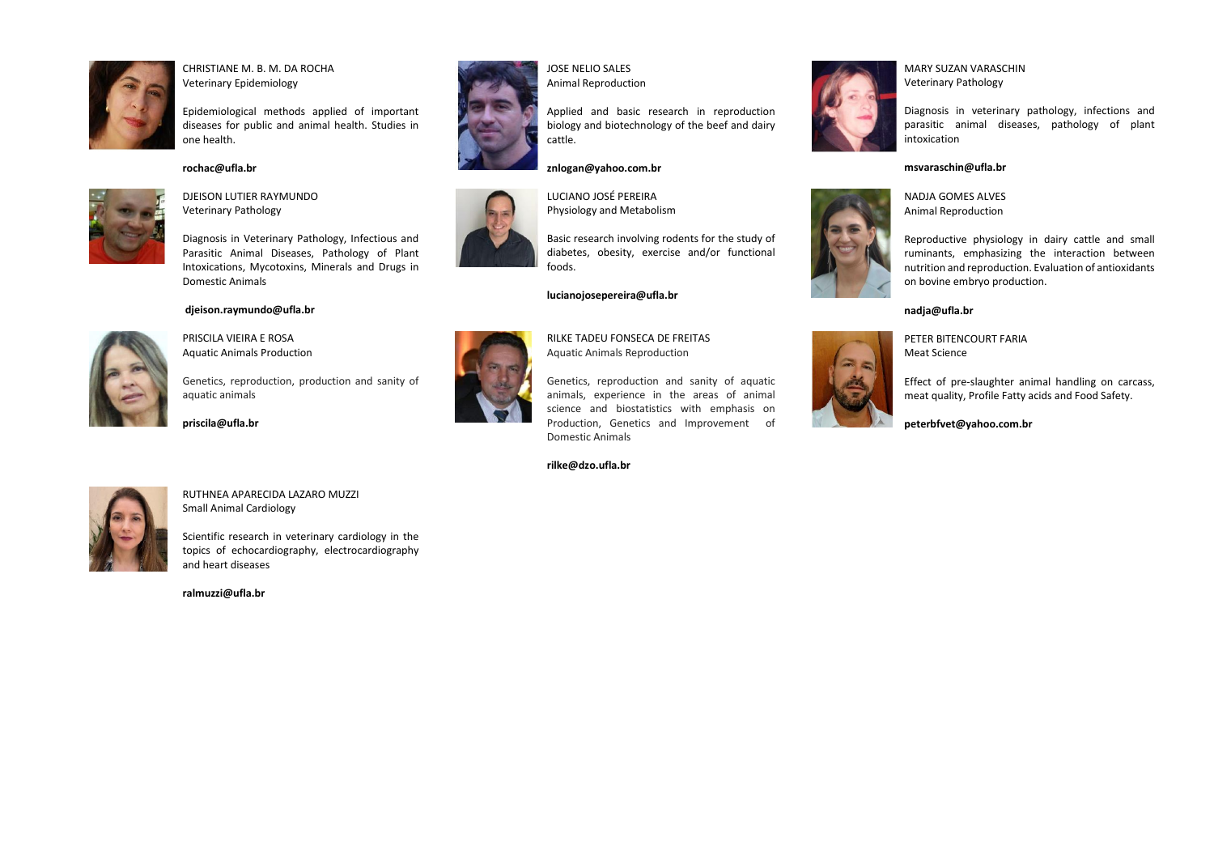CHRISTIANE M. B. M. DA ROCHA
Veterinary Epidemiology

Epidemiological methods applied of important diseases for public and animal health. Studies in one health.

**rochac@ufla.br**

DJEISON LUTIER RAYMUNDO
Veterinary Pathology

Diagnosis in Veterinary Pathology, Infectious and Parasitic Animal Diseases, Pathology of Plant Intoxications, Mycotoxins, Minerals and Drugs in Domestic Animals

**djeison.raymundo@ufla.br**

PRISCILA VIEIRA E ROSA
Aquatic Animals Production

Genetics, reproduction, production and sanity of aquatic animals

**priscila@ufla.br**

RUTHNEA APARECIDA LAZARO MUZZI
Small Animal Cardiology

Scientific research in veterinary cardiology in the topics of echocardiography, electrocardiography and heart diseases

**ralmuzzi@ufla.br**

JOSE NELIO SALES
Animal Reproduction

Applied and basic research in reproduction biology and biotechnology of the beef and dairy cattle.

**znlogan@yahoo.com.br**

LUCIANO JOSÉ PEREIRA
Physiology and Metabolism

Basic research involving rodents for the study of diabetes, obesity, exercise and/or functional foods.

**lucianojosepereira@ufla.br**

RILKE TADEU FONSECA DE FREITAS
Aquatic Animals Reproduction

Genetics, reproduction and sanity of aquatic animals, experience in the areas of animal science and biostatistics with emphasis on Production, Genetics and Improvement of Domestic Animals

**rilke@dzo.ufla.br**

MARY SUZAN VARASCHIN
Veterinary Pathology

Diagnosis in veterinary pathology, infections and parasitic animal diseases, pathology of plant intoxication

**msvaraschin@ufla.br**

NADJA GOMES ALVES
Animal Reproduction

Reproductive physiology in dairy cattle and small ruminants, emphasizing the interaction between nutrition and reproduction. Evaluation of antioxidants on bovine embryo production.

**nadja@ufla.br**

PETER BITENCOURT FARIA
Meat Science

Effect of pre-slaughter animal handling on carcass, meat quality, Profile Fatty acids and Food Safety.

**peterbfvet@yahoo.com.br**